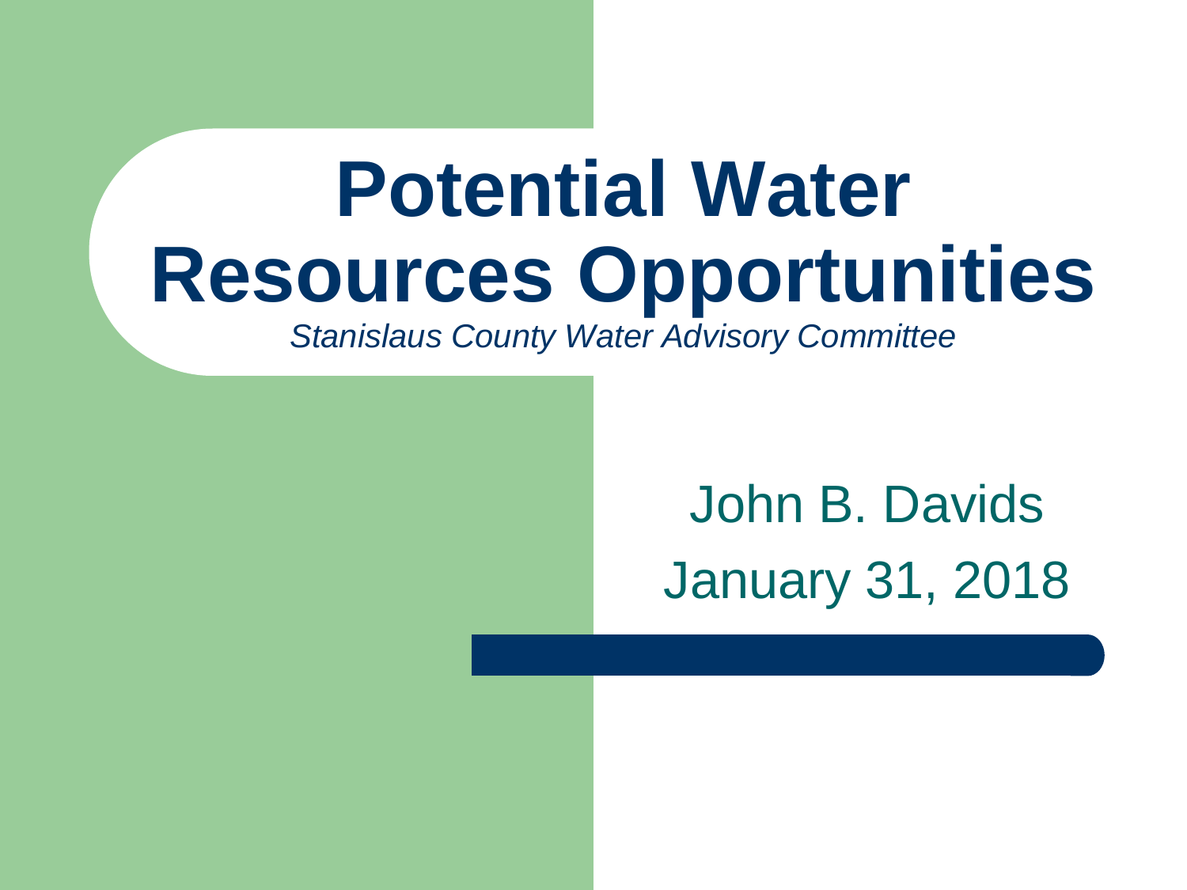# Potential Water Resources Opportunities

*Stanislaus County Water Advisory Committee*

John B. Davids

January 31, 2018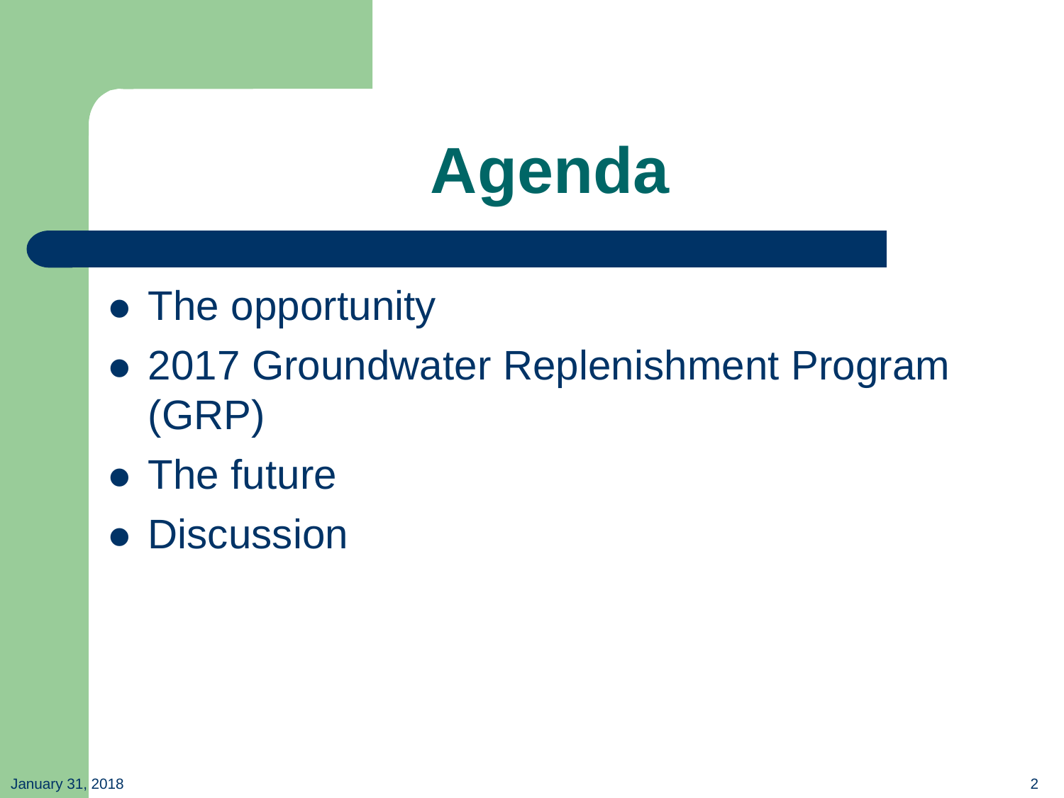# Agenda

- The opportunity
- 2017 Groundwater Replenishment Program (GRP)
- The future
- Discussion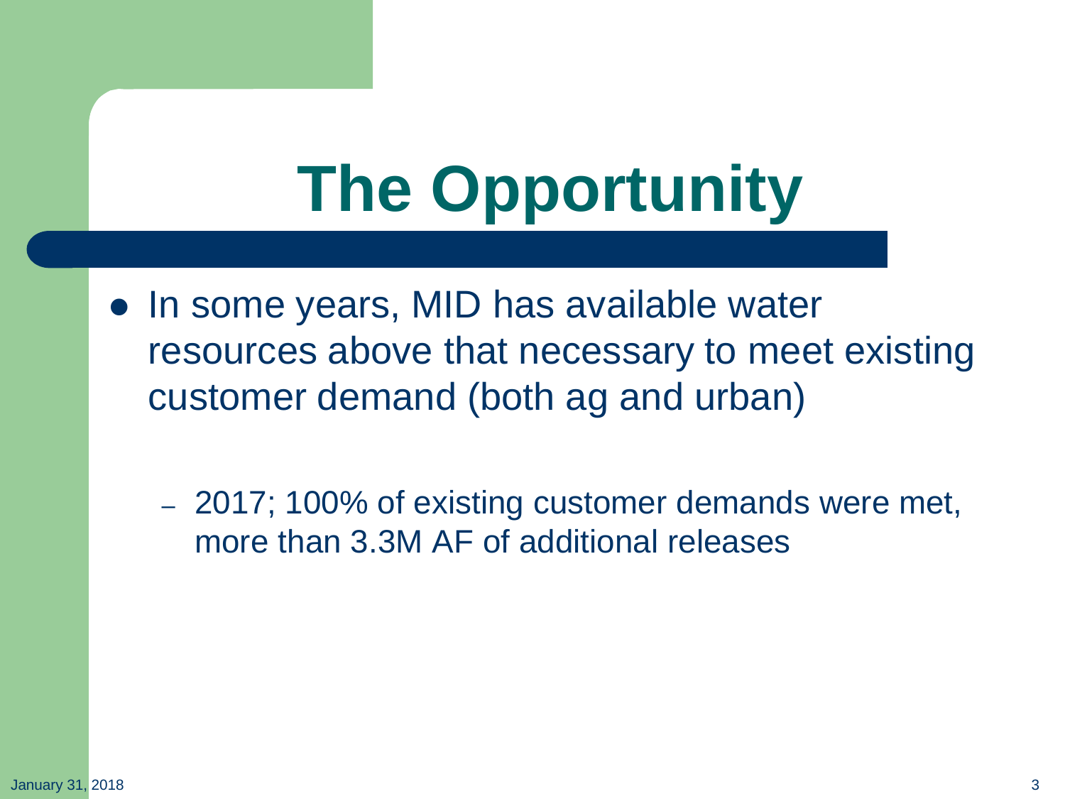# The Opportunity

- In some years, MID has available water resources above that necessary to meet existing customer demand (both ag and urban)
  - 2017; 100% of existing customer demands were met, more than 3.3M AF of additional releases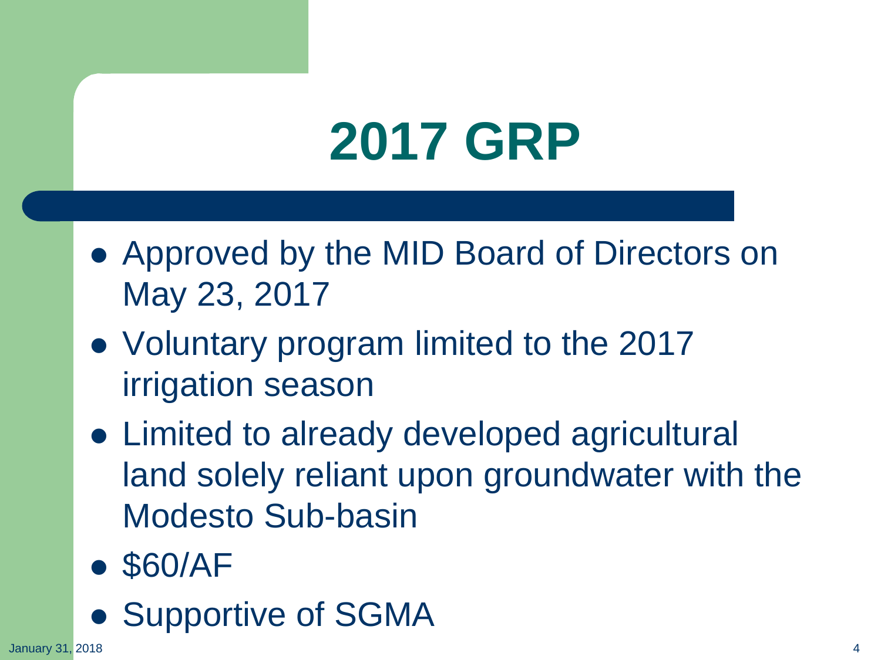# 2017 GRP

- Approved by the MID Board of Directors on May 23, 2017
- Voluntary program limited to the 2017 irrigation season
- Limited to already developed agricultural land solely reliant upon groundwater with the Modesto Sub-basin
- $60/AF
- Supportive of SGMA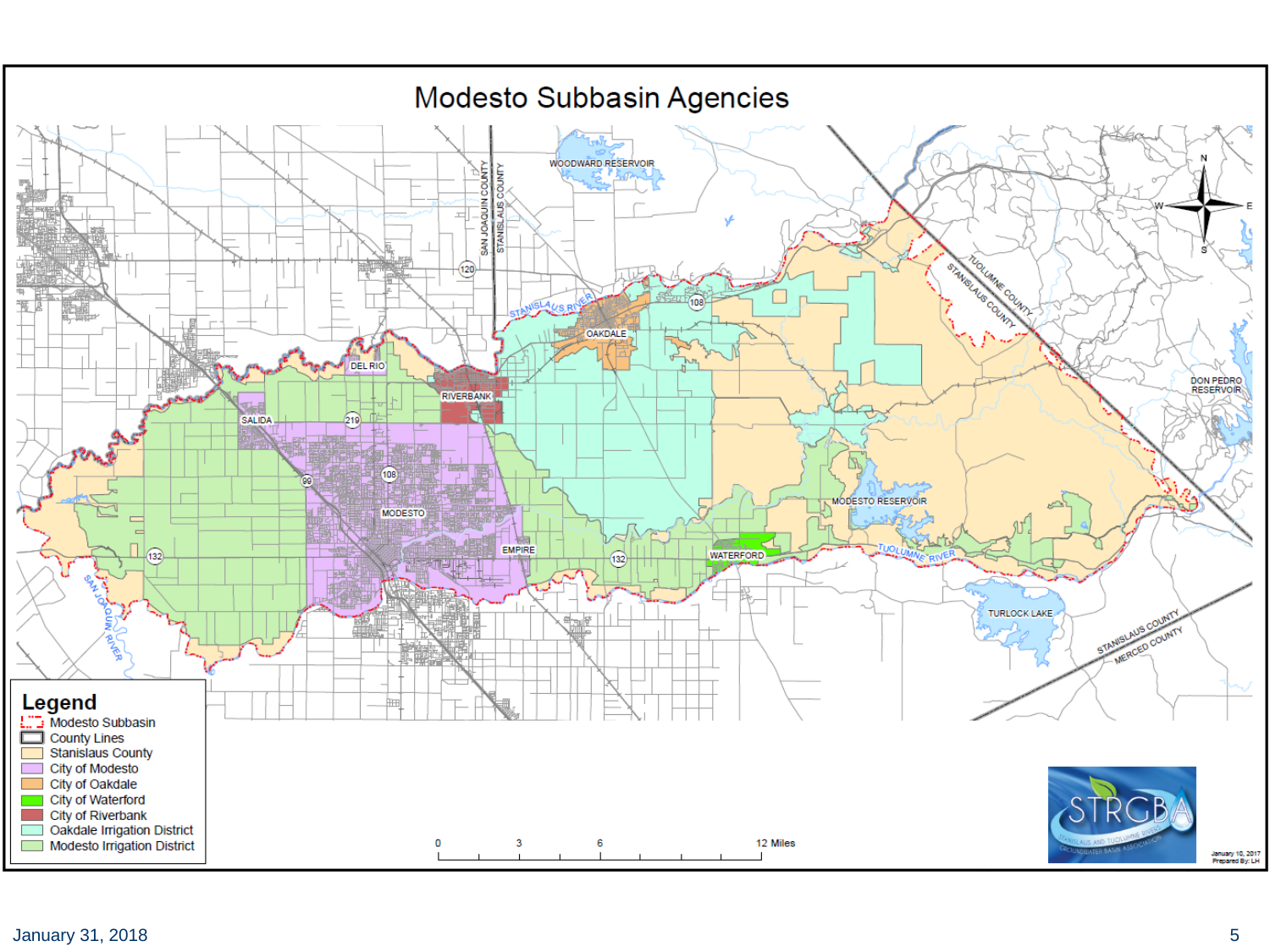# Modesto Subbasin Agencies

**Legend**

- Modesto Subbasin
- County Lines
- Stanislaus County
- City of Modesto
- City of Oakdale
- City of Waterford
- City of Riverbank
- Oakdale Irrigation District
- Modesto Irrigation District

January 31, 2018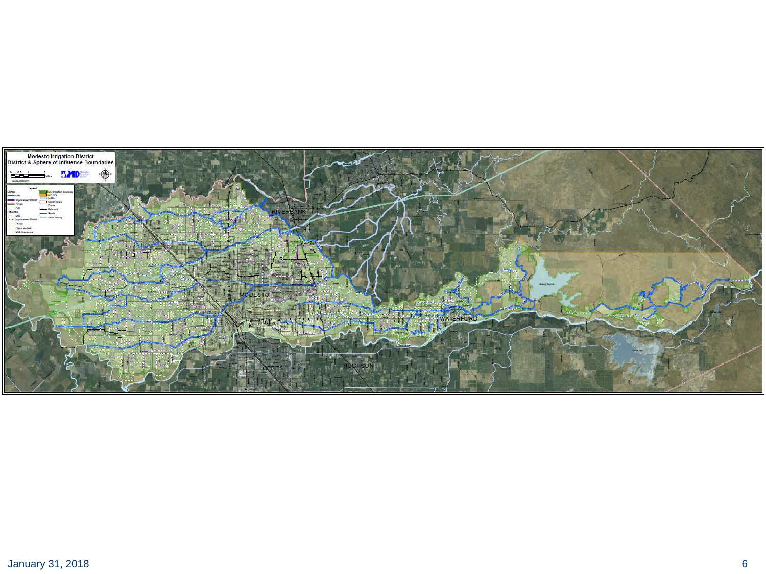Modesto Irrigation District
District & Sphere of Influence Boundaries

Legend

Canals
- MID
- Improvement District
- Private
- OID

Pipelines
- MID
- Improvement District
- Private
- City of Modesto
- MID Abandoned

- MID Irrigation Boundary
- MID SOI
- Lakes
- County Lines
- Drains
- Railroads
- Roads
- Rivers/Creeks

RIVERBANK

MODESTO

WATERFORD

CERES

HUGHSON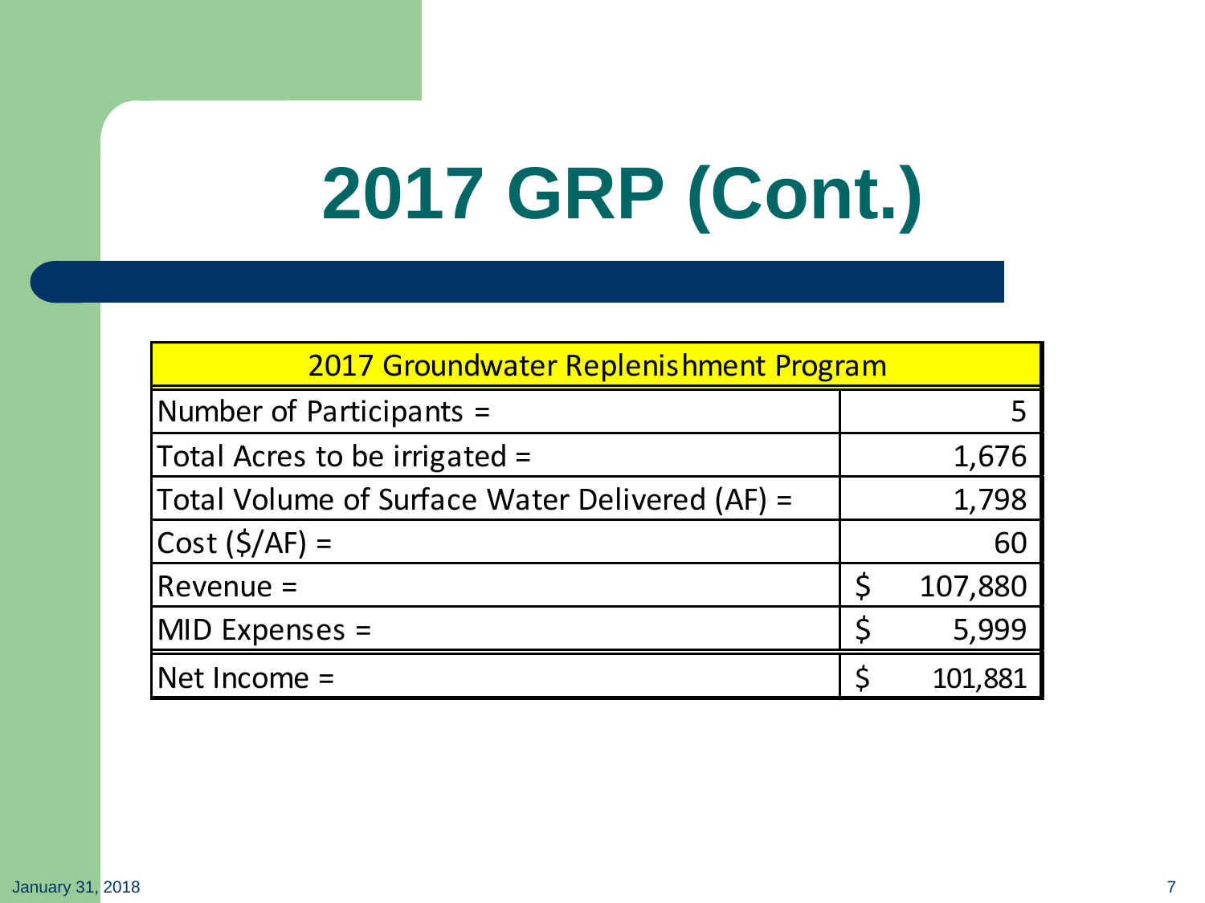# 2017 GRP (Cont.)

| 2017 Groundwater Replenishment Program | |
|---|---|
| Number of Participants = | 5 |
| Total Acres to be irrigated = | 1,676 |
| Total Volume of Surface Water Delivered (AF) = | 1,798 |
| Cost ($/AF) = | 60 |
| Revenue = | $ 107,880 |
| MID Expenses = | $ 5,999 |
| Net Income = | $ 101,881 |

January 31, 2018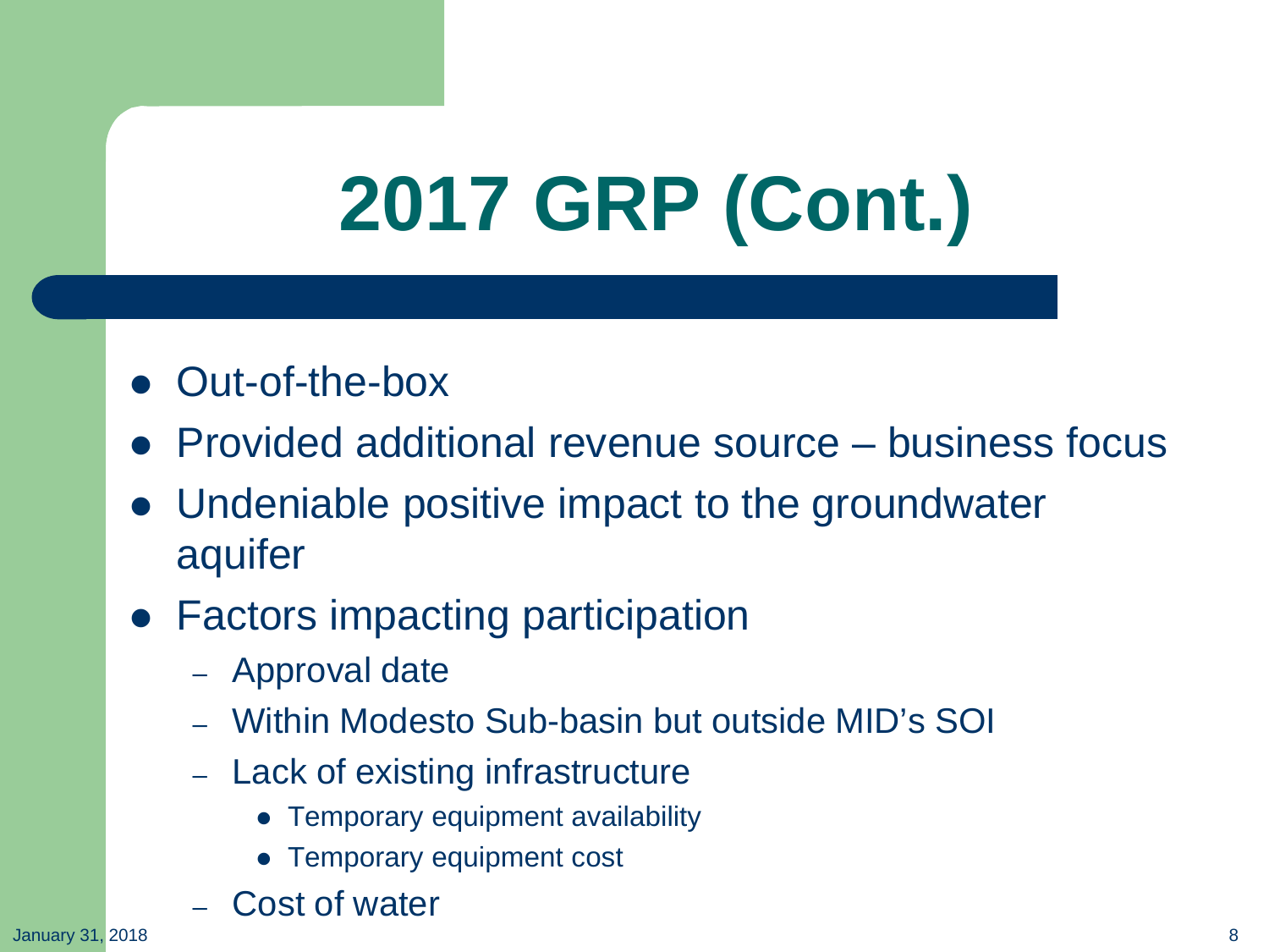# 2017 GRP (Cont.)

- Out-of-the-box
- Provided additional revenue source – business focus
- Undeniable positive impact to the groundwater aquifer
- Factors impacting participation
  - Approval date
  - Within Modesto Sub-basin but outside MID's SOI
  - Lack of existing infrastructure
    - Temporary equipment availability
    - Temporary equipment cost
  - Cost of water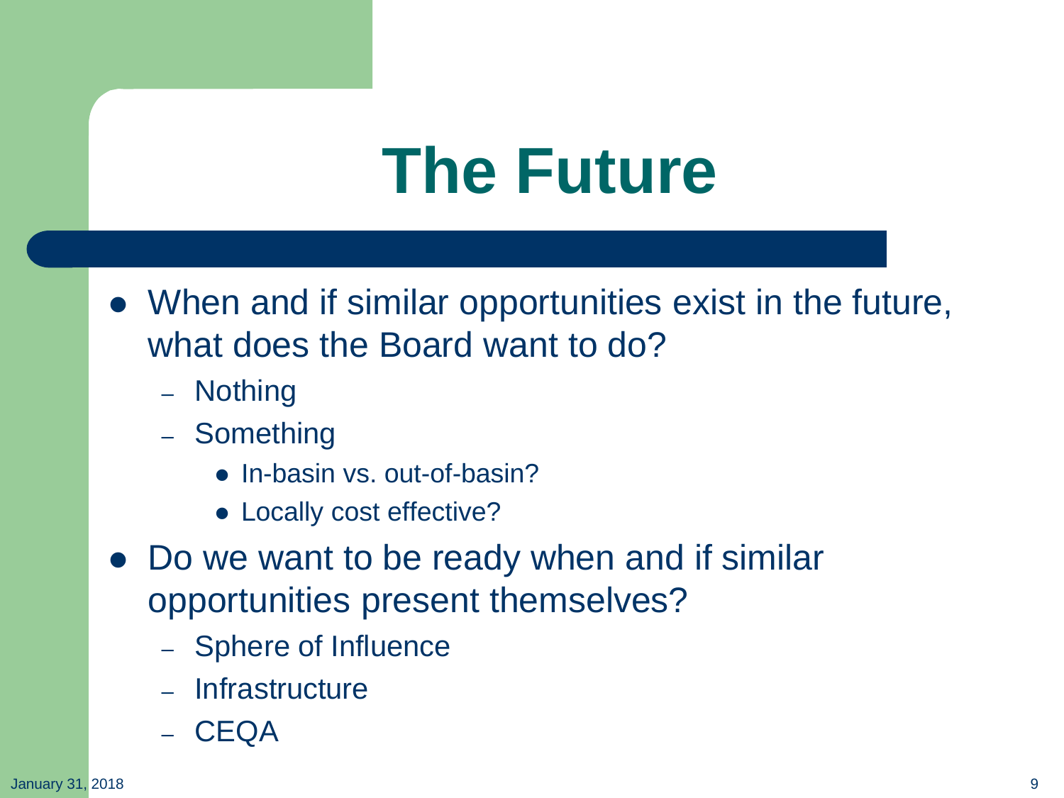# The Future

- When and if similar opportunities exist in the future, what does the Board want to do?
  - Nothing
  - Something
    - In-basin vs. out-of-basin?
    - Locally cost effective?
- Do we want to be ready when and if similar opportunities present themselves?
  - Sphere of Influence
  - Infrastructure
  - CEQA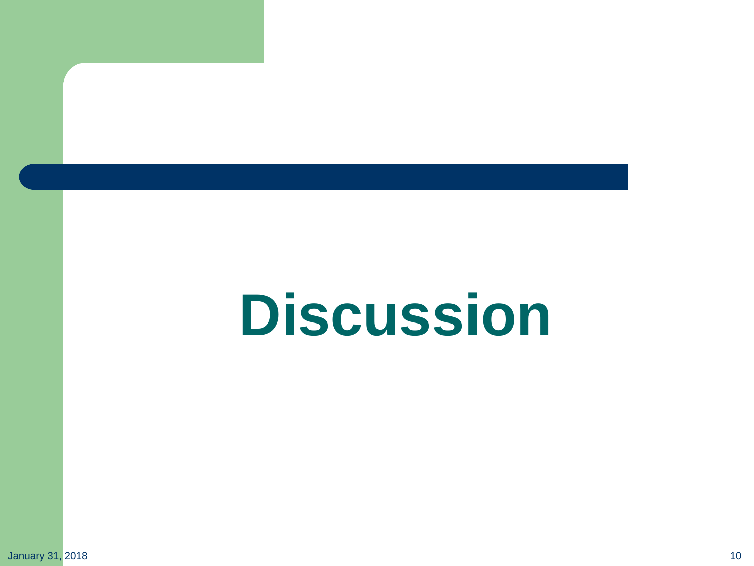# Discussion